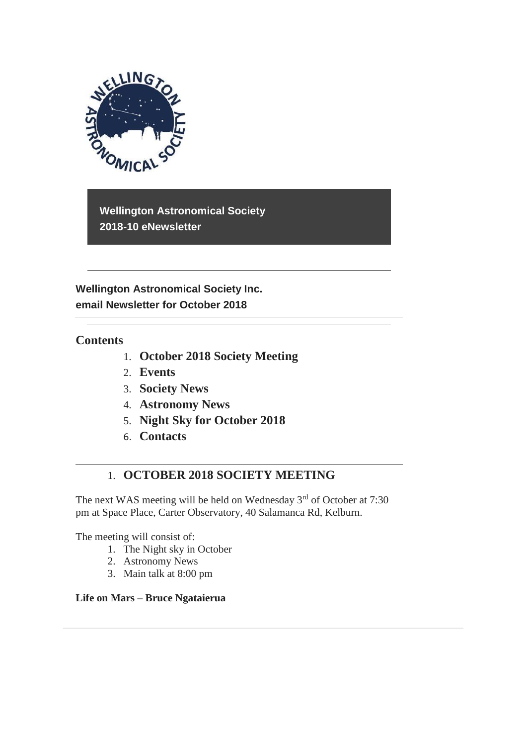**Wellington Astronomical Society**
**2018-10 eNewsletter**

---

**Wellington Astronomical Society Inc.**
**email Newsletter for October 2018**

---

## Contents

1. **October 2018 Society Meeting**
2. **Events**
3. **Society News**
4. **Astronomy News**
5. **Night Sky for October 2018**
6. **Contacts**

---

## 1. OCTOBER 2018 SOCIETY MEETING

The next WAS meeting will be held on Wednesday 3rd of October at 7:30 pm at Space Place, Carter Observatory, 40 Salamanca Rd, Kelburn.

The meeting will consist of:

1. The Night sky in October
2. Astronomy News
3. Main talk at 8:00 pm

**Life on Mars – Bruce Ngataierua**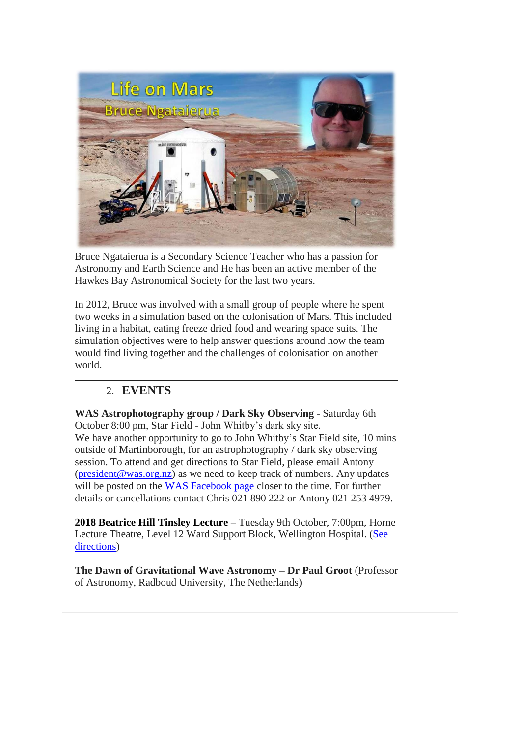Bruce Ngataierua is a Secondary Science Teacher who has a passion for Astronomy and Earth Science and He has been an active member of the Hawkes Bay Astronomical Society for the last two years.

In 2012, Bruce was involved with a small group of people where he spent two weeks in a simulation based on the colonisation of Mars. This included living in a habitat, eating freeze dried food and wearing space suits. The simulation objectives were to help answer questions around how the team would find living together and the challenges of colonisation on another world.

---

## 2. EVENTS

**WAS Astrophotography group / Dark Sky Observing** - Saturday 6th October 8:00 pm, Star Field - John Whitby's dark sky site.
We have another opportunity to go to John Whitby's Star Field site, 10 mins outside of Martinborough, for an astrophotography / dark sky observing session. To attend and get directions to Star Field, please email Antony (president@was.org.nz) as we need to keep track of numbers. Any updates will be posted on the WAS Facebook page closer to the time. For further details or cancellations contact Chris 021 890 222 or Antony 021 253 4979.

**2018 Beatrice Hill Tinsley Lecture** – Tuesday 9th October, 7:00pm, Horne Lecture Theatre, Level 12 Ward Support Block, Wellington Hospital. (See directions)

**The Dawn of Gravitational Wave Astronomy – Dr Paul Groot** (Professor of Astronomy, Radboud University, The Netherlands)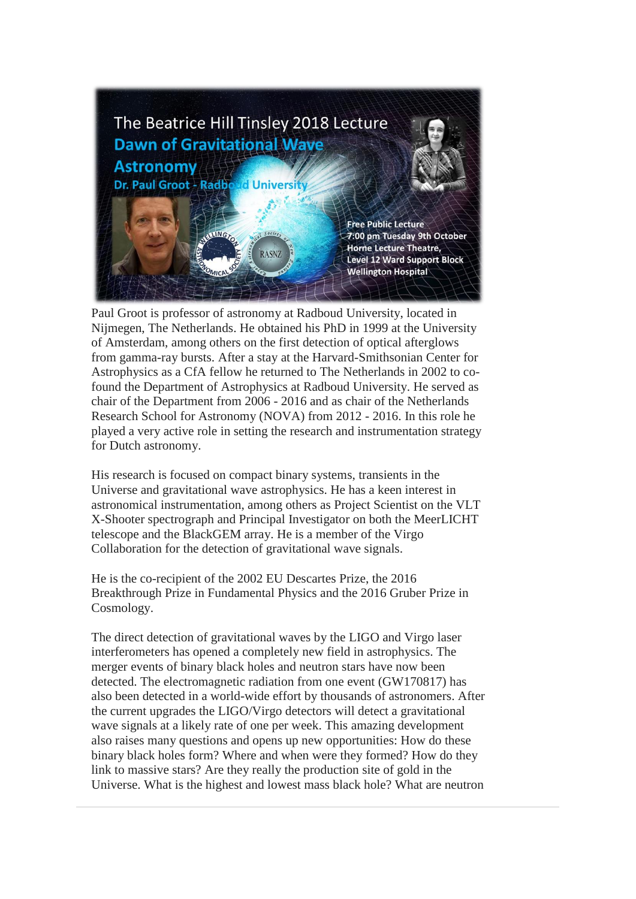The Beatrice Hill Tinsley 2018 Lecture

**Dawn of Gravitational Wave Astronomy**

**Dr. Paul Groot - Radboud University**

Free Public Lecture
7:00 pm Tuesday 9th October
Horne Lecture Theatre,
Level 12 Ward Support Block
Wellington Hospital

Paul Groot is professor of astronomy at Radboud University, located in Nijmegen, The Netherlands. He obtained his PhD in 1999 at the University of Amsterdam, among others on the first detection of optical afterglows from gamma-ray bursts. After a stay at the Harvard-Smithsonian Center for Astrophysics as a CfA fellow he returned to The Netherlands in 2002 to co-found the Department of Astrophysics at Radboud University. He served as chair of the Department from 2006 - 2016 and as chair of the Netherlands Research School for Astronomy (NOVA) from 2012 - 2016. In this role he played a very active role in setting the research and instrumentation strategy for Dutch astronomy.

His research is focused on compact binary systems, transients in the Universe and gravitational wave astrophysics. He has a keen interest in astronomical instrumentation, among others as Project Scientist on the VLT X-Shooter spectrograph and Principal Investigator on both the MeerLICHT telescope and the BlackGEM array. He is a member of the Virgo Collaboration for the detection of gravitational wave signals.

He is the co-recipient of the 2002 EU Descartes Prize, the 2016 Breakthrough Prize in Fundamental Physics and the 2016 Gruber Prize in Cosmology.

The direct detection of gravitational waves by the LIGO and Virgo laser interferometers has opened a completely new field in astrophysics. The merger events of binary black holes and neutron stars have now been detected. The electromagnetic radiation from one event (GW170817) has also been detected in a world-wide effort by thousands of astronomers. After the current upgrades the LIGO/Virgo detectors will detect a gravitational wave signals at a likely rate of one per week. This amazing development also raises many questions and opens up new opportunities: How do these binary black holes form? Where and when were they formed? How do they link to massive stars? Are they really the production site of gold in the Universe. What is the highest and lowest mass black hole? What are neutron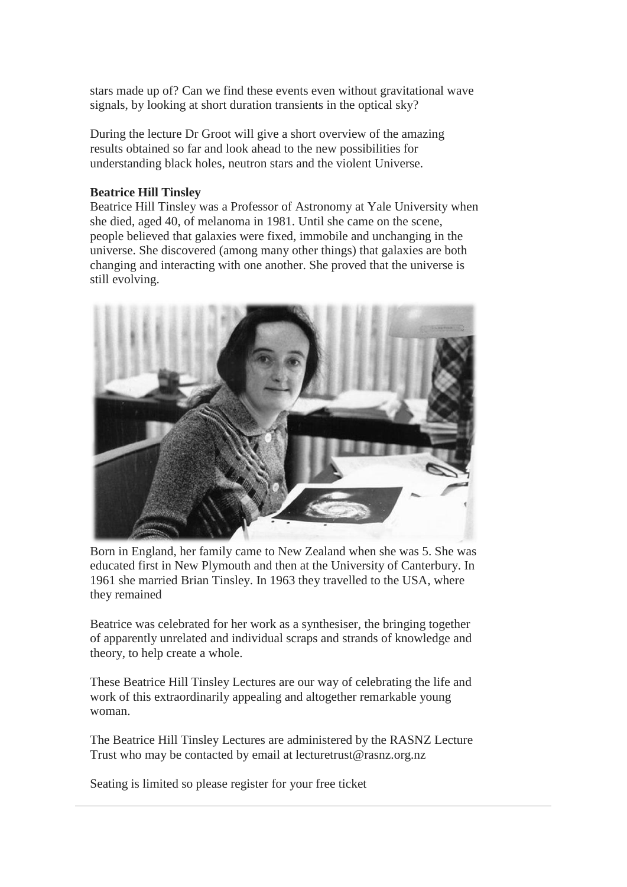stars made up of? Can we find these events even without gravitational wave signals, by looking at short duration transients in the optical sky?

During the lecture Dr Groot will give a short overview of the amazing results obtained so far and look ahead to the new possibilities for understanding black holes, neutron stars and the violent Universe.

**Beatrice Hill Tinsley**

Beatrice Hill Tinsley was a Professor of Astronomy at Yale University when she died, aged 40, of melanoma in 1981. Until she came on the scene, people believed that galaxies were fixed, immobile and unchanging in the universe. She discovered (among many other things) that galaxies are both changing and interacting with one another. She proved that the universe is still evolving.

Born in England, her family came to New Zealand when she was 5. She was educated first in New Plymouth and then at the University of Canterbury. In 1961 she married Brian Tinsley. In 1963 they travelled to the USA, where they remained

Beatrice was celebrated for her work as a synthesiser, the bringing together of apparently unrelated and individual scraps and strands of knowledge and theory, to help create a whole.

These Beatrice Hill Tinsley Lectures are our way of celebrating the life and work of this extraordinarily appealing and altogether remarkable young woman.

The Beatrice Hill Tinsley Lectures are administered by the RASNZ Lecture Trust who may be contacted by email at lecturetrust@rasnz.org.nz

Seating is limited so please register for your free ticket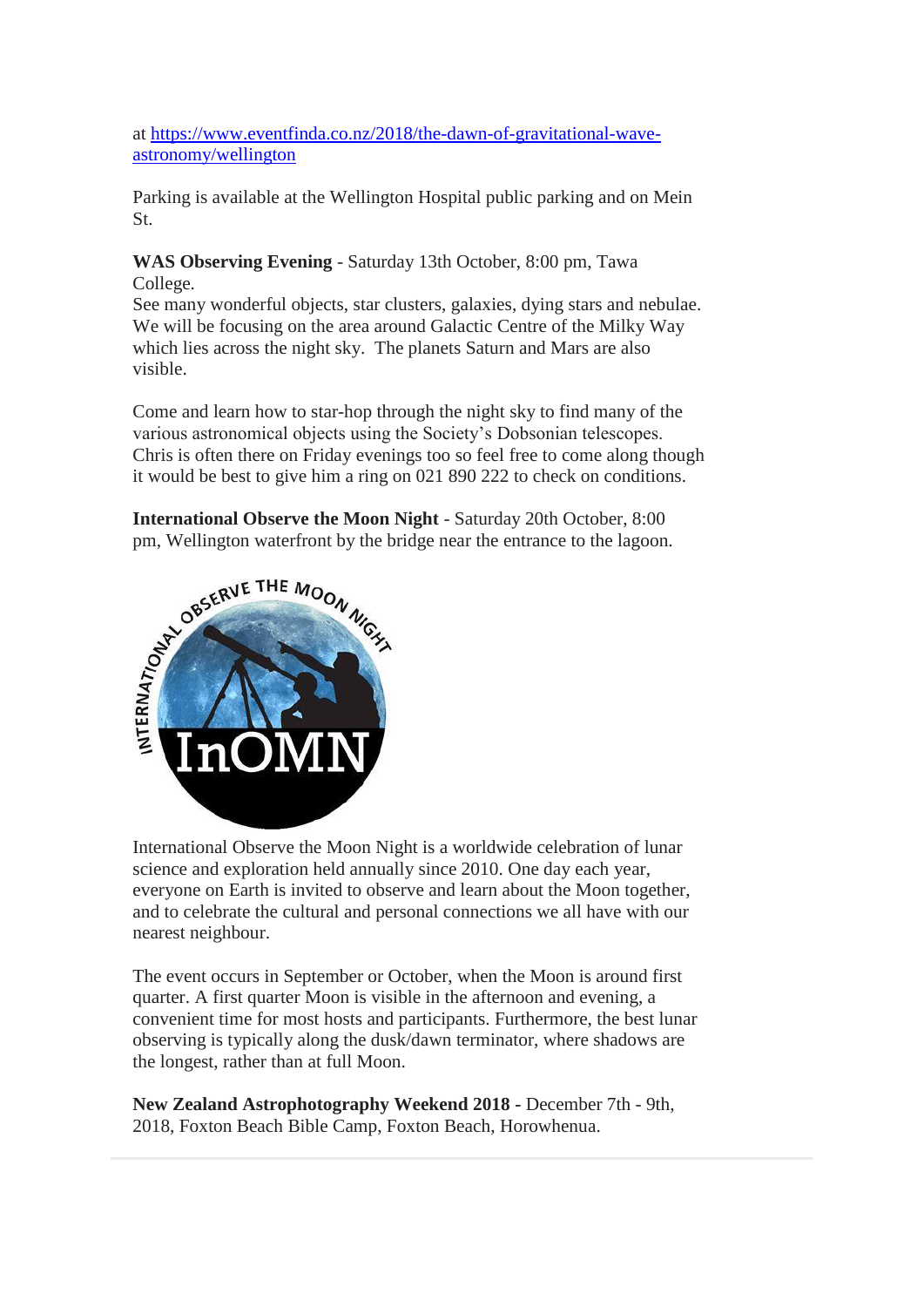at https://www.eventfinda.co.nz/2018/the-dawn-of-gravitational-wave-astronomy/wellington

Parking is available at the Wellington Hospital public parking and on Mein St.

**WAS Observing Evening** - Saturday 13th October, 8:00 pm, Tawa College.
See many wonderful objects, star clusters, galaxies, dying stars and nebulae. We will be focusing on the area around Galactic Centre of the Milky Way which lies across the night sky. The planets Saturn and Mars are also visible.

Come and learn how to star-hop through the night sky to find many of the various astronomical objects using the Society's Dobsonian telescopes. Chris is often there on Friday evenings too so feel free to come along though it would be best to give him a ring on 021 890 222 to check on conditions.

**International Observe the Moon Night** - Saturday 20th October, 8:00 pm, Wellington waterfront by the bridge near the entrance to the lagoon.

International Observe the Moon Night is a worldwide celebration of lunar science and exploration held annually since 2010. One day each year, everyone on Earth is invited to observe and learn about the Moon together, and to celebrate the cultural and personal connections we all have with our nearest neighbour.

The event occurs in September or October, when the Moon is around first quarter. A first quarter Moon is visible in the afternoon and evening, a convenient time for most hosts and participants. Furthermore, the best lunar observing is typically along the dusk/dawn terminator, where shadows are the longest, rather than at full Moon.

**New Zealand Astrophotography Weekend 2018 -** December 7th - 9th, 2018, Foxton Beach Bible Camp, Foxton Beach, Horowhenua.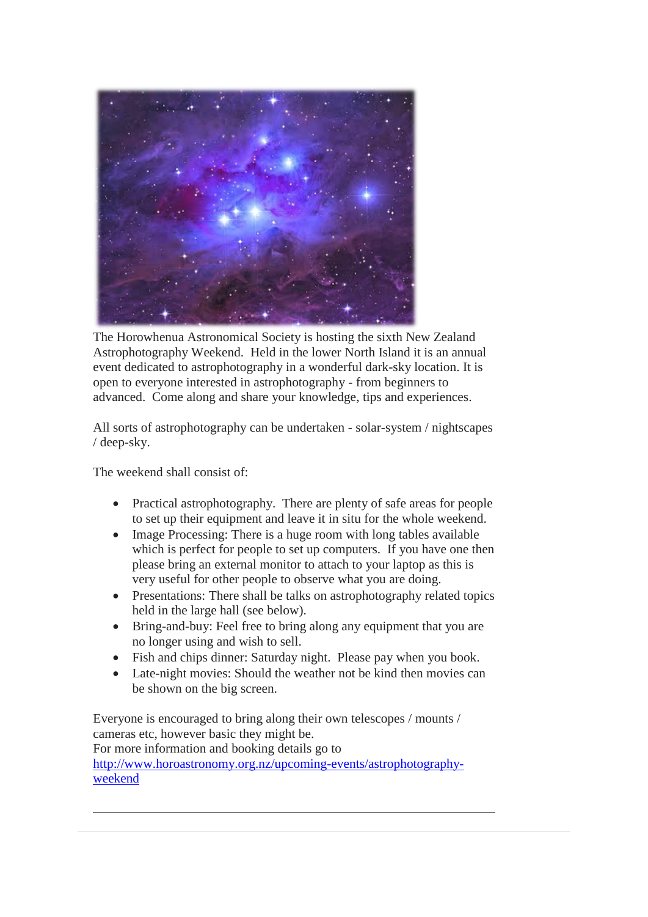The Horowhenua Astronomical Society is hosting the sixth New Zealand Astrophotography Weekend. Held in the lower North Island it is an annual event dedicated to astrophotography in a wonderful dark-sky location. It is open to everyone interested in astrophotography - from beginners to advanced. Come along and share your knowledge, tips and experiences.

All sorts of astrophotography can be undertaken - solar-system / nightscapes / deep-sky.

The weekend shall consist of:

- Practical astrophotography. There are plenty of safe areas for people to set up their equipment and leave it in situ for the whole weekend.
- Image Processing: There is a huge room with long tables available which is perfect for people to set up computers. If you have one then please bring an external monitor to attach to your laptop as this is very useful for other people to observe what you are doing.
- Presentations: There shall be talks on astrophotography related topics held in the large hall (see below).
- Bring-and-buy: Feel free to bring along any equipment that you are no longer using and wish to sell.
- Fish and chips dinner: Saturday night. Please pay when you book.
- Late-night movies: Should the weather not be kind then movies can be shown on the big screen.

Everyone is encouraged to bring along their own telescopes / mounts / cameras etc, however basic they might be.
For more information and booking details go to [http://www.horoastronomy.org.nz/upcoming-events/astrophotography-weekend](http://www.horoastronomy.org.nz/upcoming-events/astrophotography-weekend)

---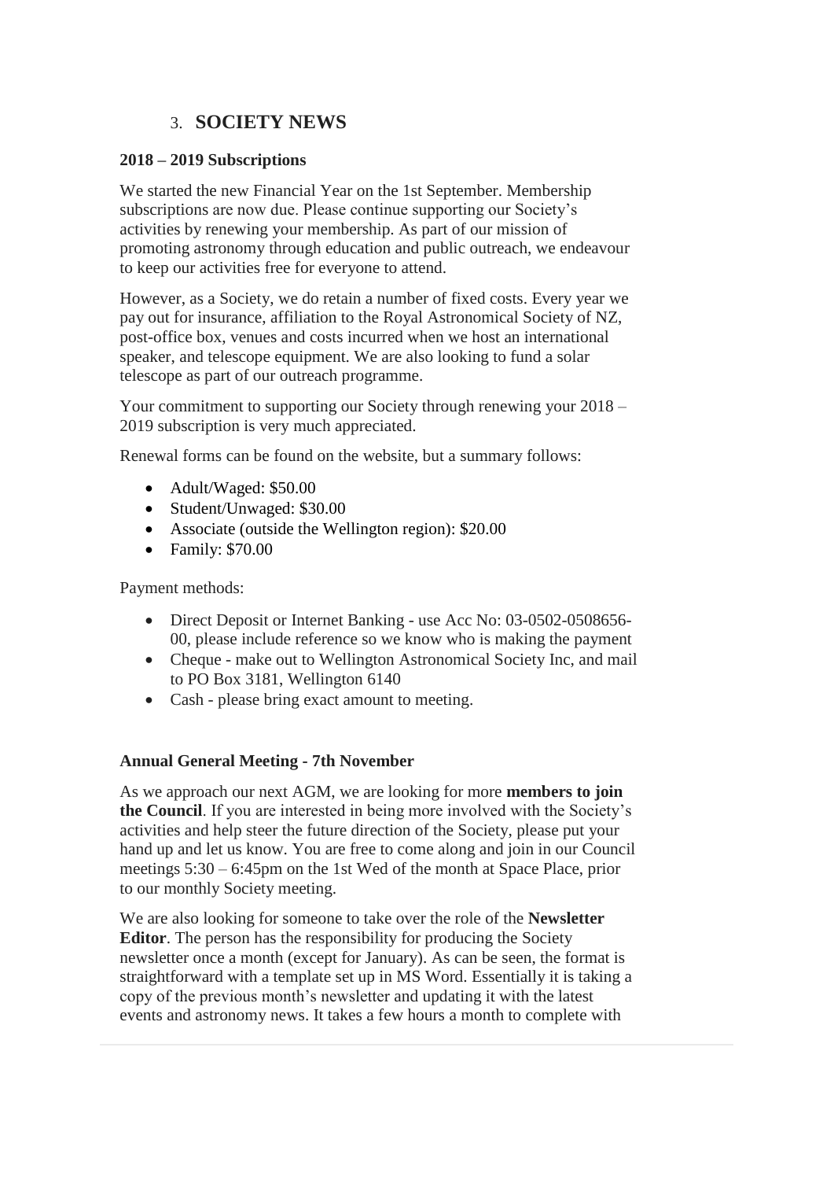## 3. SOCIETY NEWS

**2018 – 2019 Subscriptions**

We started the new Financial Year on the 1st September. Membership subscriptions are now due. Please continue supporting our Society's activities by renewing your membership. As part of our mission of promoting astronomy through education and public outreach, we endeavour to keep our activities free for everyone to attend.

However, as a Society, we do retain a number of fixed costs. Every year we pay out for insurance, affiliation to the Royal Astronomical Society of NZ, post-office box, venues and costs incurred when we host an international speaker, and telescope equipment. We are also looking to fund a solar telescope as part of our outreach programme.

Your commitment to supporting our Society through renewing your 2018 – 2019 subscription is very much appreciated.

Renewal forms can be found on the website, but a summary follows:

- Adult/Waged: $50.00
- Student/Unwaged: $30.00
- Associate (outside the Wellington region): $20.00
- Family: $70.00

Payment methods:

- Direct Deposit or Internet Banking - use Acc No: 03-0502-0508656-00, please include reference so we know who is making the payment
- Cheque - make out to Wellington Astronomical Society Inc, and mail to PO Box 3181, Wellington 6140
- Cash - please bring exact amount to meeting.

**Annual General Meeting - 7th November**

As we approach our next AGM, we are looking for more **members to join the Council**. If you are interested in being more involved with the Society's activities and help steer the future direction of the Society, please put your hand up and let us know. You are free to come along and join in our Council meetings 5:30 – 6:45pm on the 1st Wed of the month at Space Place, prior to our monthly Society meeting.

We are also looking for someone to take over the role of the **Newsletter Editor**. The person has the responsibility for producing the Society newsletter once a month (except for January). As can be seen, the format is straightforward with a template set up in MS Word. Essentially it is taking a copy of the previous month's newsletter and updating it with the latest events and astronomy news. It takes a few hours a month to complete with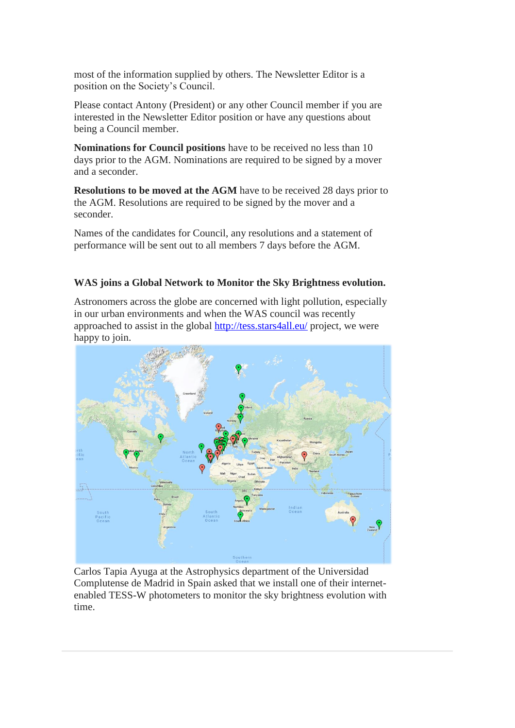most of the information supplied by others. The Newsletter Editor is a position on the Society's Council.

Please contact Antony (President) or any other Council member if you are interested in the Newsletter Editor position or have any questions about being a Council member.

**Nominations for Council positions** have to be received no less than 10 days prior to the AGM. Nominations are required to be signed by a mover and a seconder.

**Resolutions to be moved at the AGM** have to be received 28 days prior to the AGM. Resolutions are required to be signed by the mover and a seconder.

Names of the candidates for Council, any resolutions and a statement of performance will be sent out to all members 7 days before the AGM.

**WAS joins a Global Network to Monitor the Sky Brightness evolution.**

Astronomers across the globe are concerned with light pollution, especially in our urban environments and when the WAS council was recently approached to assist in the global http://tess.stars4all.eu/ project, we were happy to join.

Carlos Tapia Ayuga at the Astrophysics department of the Universidad Complutense de Madrid in Spain asked that we install one of their internet-enabled TESS-W photometers to monitor the sky brightness evolution with time.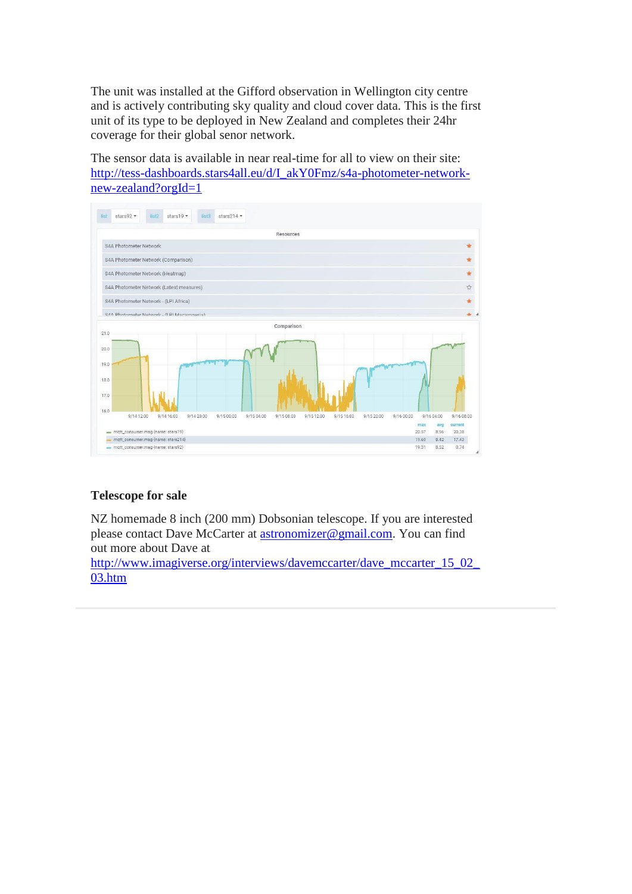The unit was installed at the Gifford observation in Wellington city centre and is actively contributing sky quality and cloud cover data. This is the first unit of its type to be deployed in New Zealand and completes their 24hr coverage for their global senor network.

The sensor data is available in near real-time for all to view on their site: [http://tess-dashboards.stars4all.eu/d/I_akY0Fmz/s4a-photometer-network-new-zealand?orgId=1](http://tess-dashboards.stars4all.eu/d/I_akY0Fmz/s4a-photometer-network-new-zealand?orgId=1)

### Telescope for sale

NZ homemade 8 inch (200 mm) Dobsonian telescope. If you are interested please contact Dave McCarter at [astronomizer@gmail.com](mailto:astronomizer@gmail.com). You can find out more about Dave at [http://www.imagiverse.org/interviews/davemccarter/dave_mccarter_15_02_03.htm](http://www.imagiverse.org/interviews/davemccarter/dave_mccarter_15_02_03.htm)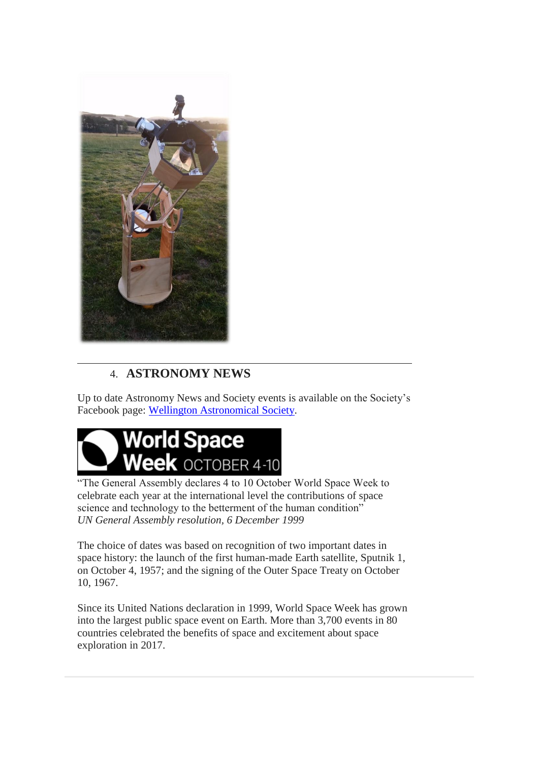## 4. ASTRONOMY NEWS

Up to date Astronomy News and Society events is available on the Society's Facebook page: [Wellington Astronomical Society](Wellington Astronomical Society).

World Space Week OCTOBER 4-10

"The General Assembly declares 4 to 10 October World Space Week to celebrate each year at the international level the contributions of space science and technology to the betterment of the human condition"
*UN General Assembly resolution, 6 December 1999*

The choice of dates was based on recognition of two important dates in space history: the launch of the first human-made Earth satellite, Sputnik 1, on October 4, 1957; and the signing of the Outer Space Treaty on October 10, 1967.

Since its United Nations declaration in 1999, World Space Week has grown into the largest public space event on Earth. More than 3,700 events in 80 countries celebrated the benefits of space and excitement about space exploration in 2017.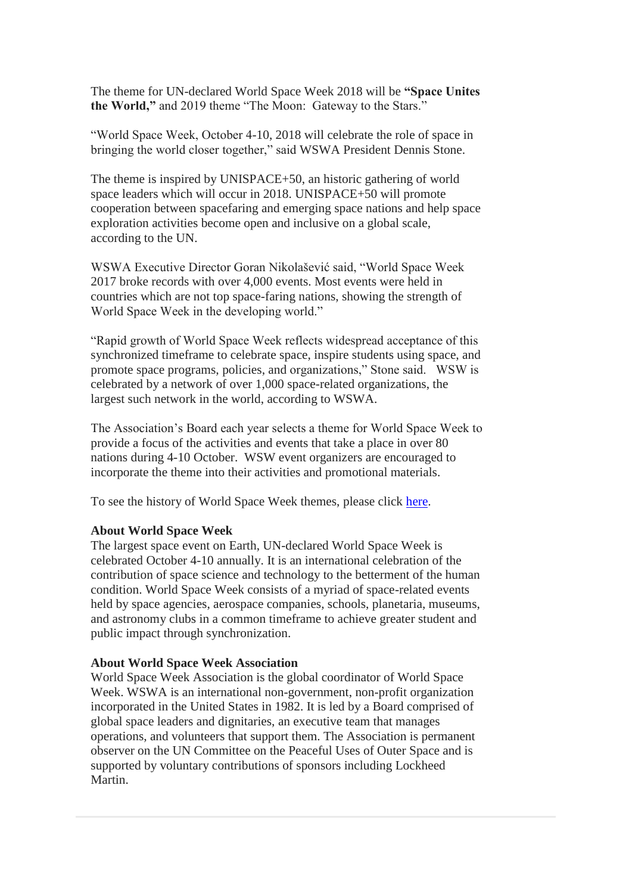The theme for UN-declared World Space Week 2018 will be **"Space Unites the World,"** and 2019 theme "The Moon: Gateway to the Stars."

"World Space Week, October 4-10, 2018 will celebrate the role of space in bringing the world closer together," said WSWA President Dennis Stone.

The theme is inspired by UNISPACE+50, an historic gathering of world space leaders which will occur in 2018. UNISPACE+50 will promote cooperation between spacefaring and emerging space nations and help space exploration activities become open and inclusive on a global scale, according to the UN.

WSWA Executive Director Goran Nikolašević said, "World Space Week 2017 broke records with over 4,000 events. Most events were held in countries which are not top space-faring nations, showing the strength of World Space Week in the developing world."

"Rapid growth of World Space Week reflects widespread acceptance of this synchronized timeframe to celebrate space, inspire students using space, and promote space programs, policies, and organizations," Stone said. WSW is celebrated by a network of over 1,000 space-related organizations, the largest such network in the world, according to WSWA.

The Association's Board each year selects a theme for World Space Week to provide a focus of the activities and events that take a place in over 80 nations during 4-10 October. WSW event organizers are encouraged to incorporate the theme into their activities and promotional materials.

To see the history of World Space Week themes, please click here.

**About World Space Week**
The largest space event on Earth, UN-declared World Space Week is celebrated October 4-10 annually. It is an international celebration of the contribution of space science and technology to the betterment of the human condition. World Space Week consists of a myriad of space-related events held by space agencies, aerospace companies, schools, planetaria, museums, and astronomy clubs in a common timeframe to achieve greater student and public impact through synchronization.

**About World Space Week Association**
World Space Week Association is the global coordinator of World Space Week. WSWA is an international non-government, non-profit organization incorporated in the United States in 1982. It is led by a Board comprised of global space leaders and dignitaries, an executive team that manages operations, and volunteers that support them. The Association is permanent observer on the UN Committee on the Peaceful Uses of Outer Space and is supported by voluntary contributions of sponsors including Lockheed Martin.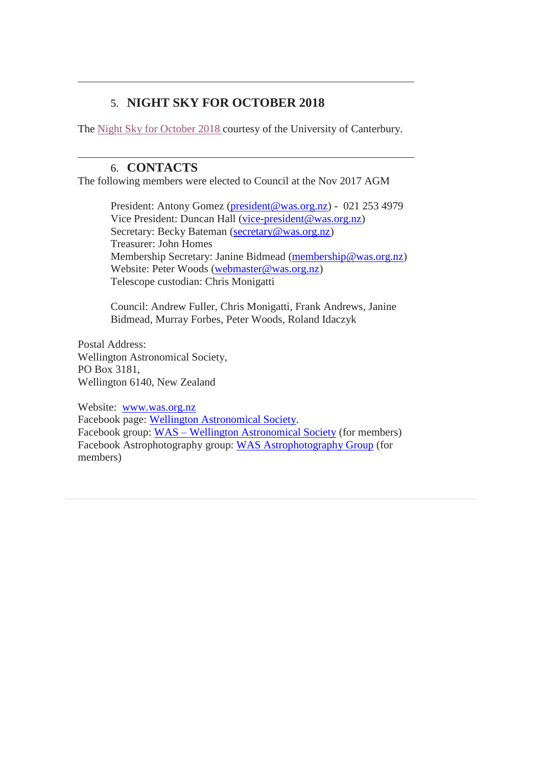---

## 5. NIGHT SKY FOR OCTOBER 2018

The Night Sky for October 2018 courtesy of the University of Canterbury.

---

## 6. CONTACTS

The following members were elected to Council at the Nov 2017 AGM

President: Antony Gomez (president@was.org.nz) - 021 253 4979
Vice President: Duncan Hall (vice-president@was.org.nz)
Secretary: Becky Bateman (secretary@was.org.nz)
Treasurer: John Homes
Membership Secretary: Janine Bidmead (membership@was.org.nz)
Website: Peter Woods (webmaster@was.org.nz)
Telescope custodian: Chris Monigatti

Council: Andrew Fuller, Chris Monigatti, Frank Andrews, Janine Bidmead, Murray Forbes, Peter Woods, Roland Idaczyk

Postal Address:
Wellington Astronomical Society,
PO Box 3181,
Wellington 6140, New Zealand

Website: www.was.org.nz
Facebook page: Wellington Astronomical Society.
Facebook group: WAS – Wellington Astronomical Society (for members)
Facebook Astrophotography group: WAS Astrophotography Group (for members)